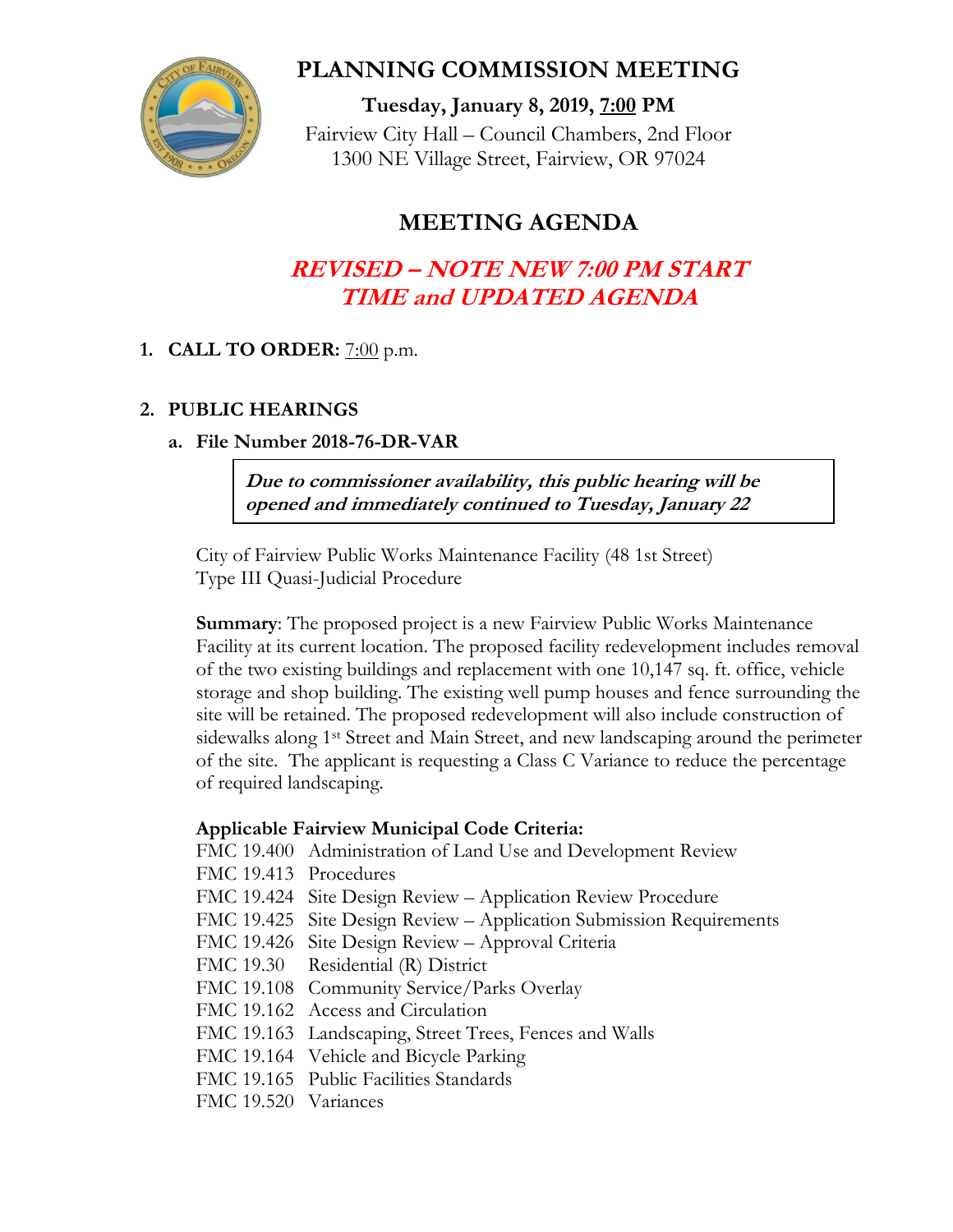# PLANNING COMMISSION MEETING

**Tuesday, January 8, 2019, 7:00 PM**

Fairview City Hall – Council Chambers, 2nd Floor
1300 NE Village Street, Fairview, OR 97024

## MEETING AGENDA

## *REVISED – NOTE NEW 7:00 PM START TIME and UPDATED AGENDA*

1. **CALL TO ORDER:** 7:00 p.m.

2. **PUBLIC HEARINGS**

   a. **File Number 2018-76-DR-VAR**

   > ***Due to commissioner availability, this public hearing will be opened and immediately continued to Tuesday, January 22***

   City of Fairview Public Works Maintenance Facility (48 1st Street)
   Type III Quasi-Judicial Procedure

   **Summary**: The proposed project is a new Fairview Public Works Maintenance Facility at its current location. The proposed facility redevelopment includes removal of the two existing buildings and replacement with one 10,147 sq. ft. office, vehicle storage and shop building. The existing well pump houses and fence surrounding the site will be retained. The proposed redevelopment will also include construction of sidewalks along 1st Street and Main Street, and new landscaping around the perimeter of the site. The applicant is requesting a Class C Variance to reduce the percentage of required landscaping.

   **Applicable Fairview Municipal Code Criteria:**

   FMC 19.400 Administration of Land Use and Development Review
   FMC 19.413 Procedures
   FMC 19.424 Site Design Review – Application Review Procedure
   FMC 19.425 Site Design Review – Application Submission Requirements
   FMC 19.426 Site Design Review – Approval Criteria
   FMC 19.30 Residential (R) District
   FMC 19.108 Community Service/Parks Overlay
   FMC 19.162 Access and Circulation
   FMC 19.163 Landscaping, Street Trees, Fences and Walls
   FMC 19.164 Vehicle and Bicycle Parking
   FMC 19.165 Public Facilities Standards
   FMC 19.520 Variances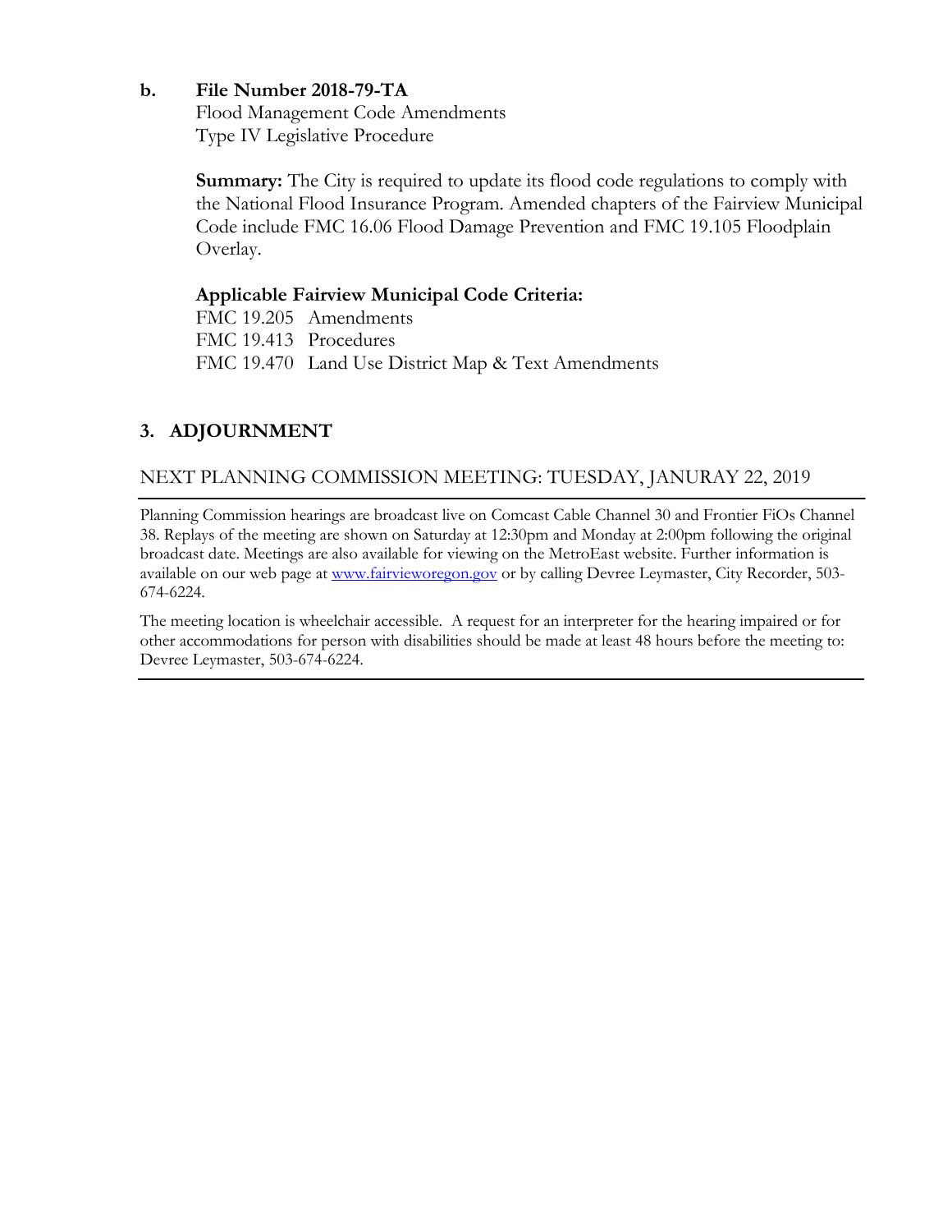**b. File Number 2018-79-TA**

Flood Management Code Amendments
Type IV Legislative Procedure

**Summary:** The City is required to update its flood code regulations to comply with the National Flood Insurance Program. Amended chapters of the Fairview Municipal Code include FMC 16.06 Flood Damage Prevention and FMC 19.105 Floodplain Overlay.

**Applicable Fairview Municipal Code Criteria:**

FMC 19.205 Amendments
FMC 19.413 Procedures
FMC 19.470 Land Use District Map & Text Amendments

## 3. ADJOURNMENT

NEXT PLANNING COMMISSION MEETING: TUESDAY, JANURAY 22, 2019

---

Planning Commission hearings are broadcast live on Comcast Cable Channel 30 and Frontier FiOs Channel 38. Replays of the meeting are shown on Saturday at 12:30pm and Monday at 2:00pm following the original broadcast date. Meetings are also available for viewing on the MetroEast website. Further information is available on our web page at www.fairvieworegon.gov or by calling Devree Leymaster, City Recorder, 503-674-6224.

The meeting location is wheelchair accessible. A request for an interpreter for the hearing impaired or for other accommodations for person with disabilities should be made at least 48 hours before the meeting to: Devree Leymaster, 503-674-6224.

---